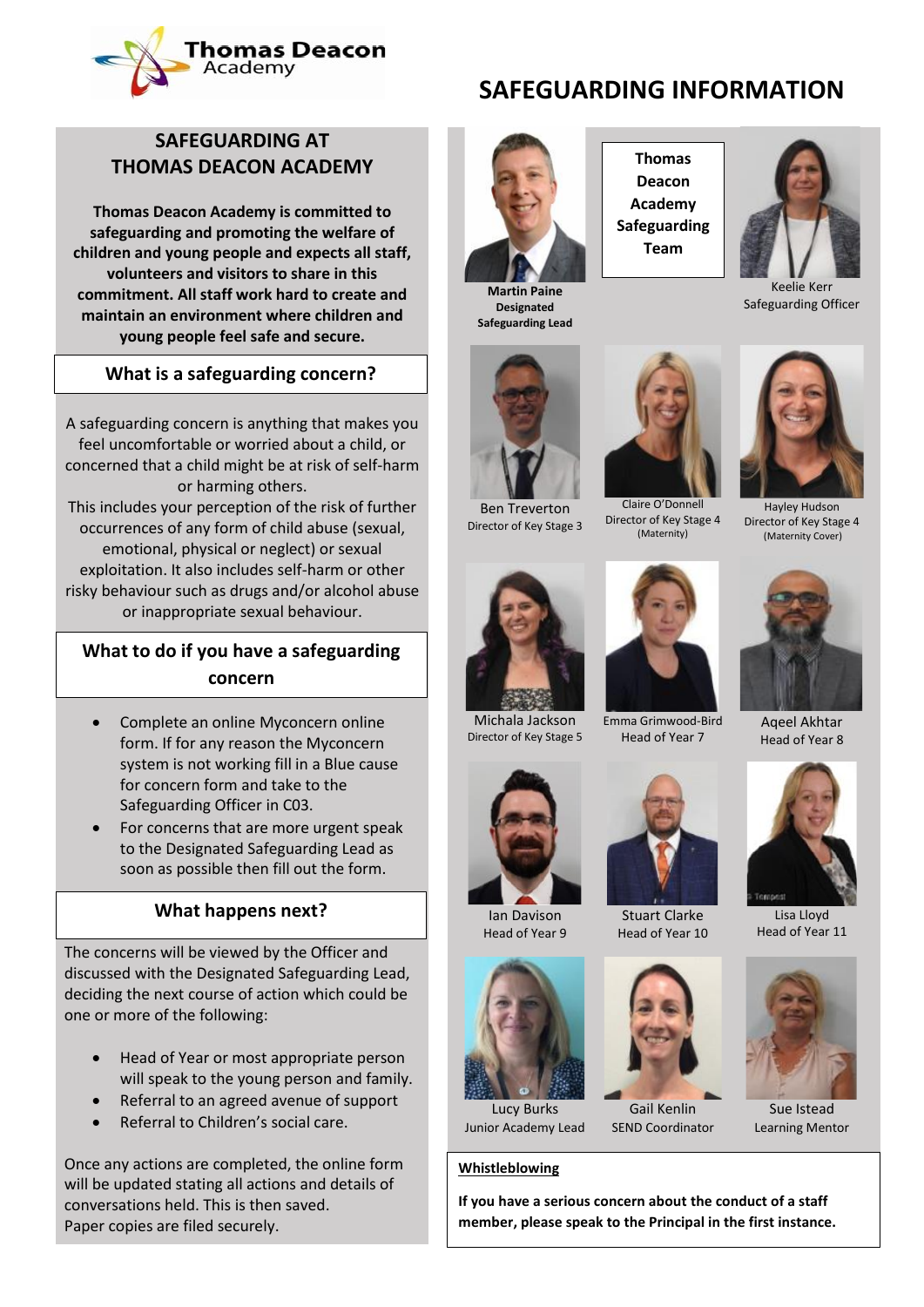Thomas Deacon Academy

# SAFEGUARDING INFORMATION

## SAFEGUARDING AT THOMAS DEACON ACADEMY

**Thomas Deacon Academy is committed to safeguarding and promoting the welfare of children and young people and expects all staff, volunteers and visitors to share in this commitment. All staff work hard to create and maintain an environment where children and young people feel safe and secure.**

### What is a safeguarding concern?

A safeguarding concern is anything that makes you feel uncomfortable or worried about a child, or concerned that a child might be at risk of self-harm or harming others.

This includes your perception of the risk of further occurrences of any form of child abuse (sexual, emotional, physical or neglect) or sexual exploitation. It also includes self-harm or other risky behaviour such as drugs and/or alcohol abuse or inappropriate sexual behaviour.

### What to do if you have a safeguarding concern

- Complete an online Myconcern online form. If for any reason the Myconcern system is not working fill in a Blue cause for concern form and take to the Safeguarding Officer in C03.
- For concerns that are more urgent speak to the Designated Safeguarding Lead as soon as possible then fill out the form.

### What happens next?

The concerns will be viewed by the Officer and discussed with the Designated Safeguarding Lead, deciding the next course of action which could be one or more of the following:

- Head of Year or most appropriate person will speak to the young person and family.
- Referral to an agreed avenue of support
- Referral to Children's social care.

Once any actions are completed, the online form will be updated stating all actions and details of conversations held. This is then saved.
Paper copies are filed securely.

## Thomas Deacon Academy Safeguarding Team

**Martin Paine**
**Designated Safeguarding Lead**

Keelie Kerr
Safeguarding Officer

Ben Treverton
Director of Key Stage 3

Claire O'Donnell
Director of Key Stage 4
(Maternity)

Hayley Hudson
Director of Key Stage 4
(Maternity Cover)

Michala Jackson
Director of Key Stage 5

Emma Grimwood-Bird
Head of Year 7

Aqeel Akhtar
Head of Year 8

Ian Davison
Head of Year 9

Stuart Clarke
Head of Year 10

Lisa Lloyd
Head of Year 11

Lucy Burks
Junior Academy Lead

Gail Kenlin
SEND Coordinator

Sue Istead
Learning Mentor

**Whistleblowing**

**If you have a serious concern about the conduct of a staff member, please speak to the Principal in the first instance.**